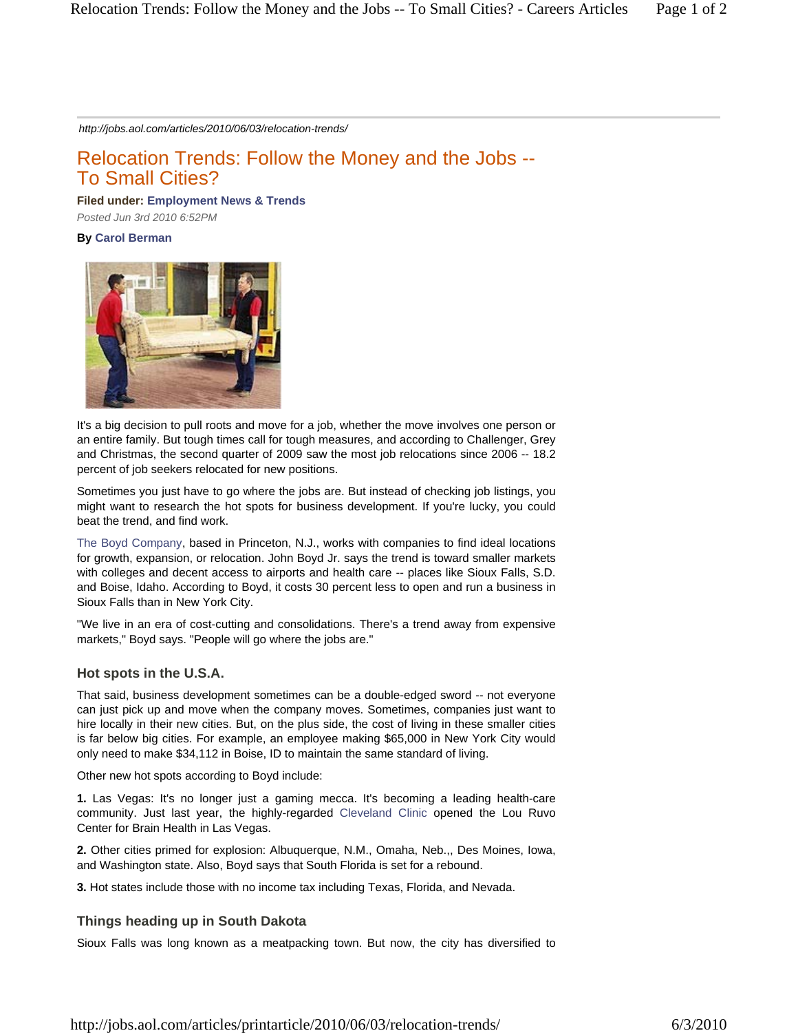http://jobs.aol.com/articles/2010/06/03/relocation-trends/

# Relocation Trends: Follow the Money and the Jobs -- To Small Cities?

**Filed under: Employment News & Trends**

*Posted Jun 3rd 2010 6:52PM*

**By Carol Berman**

It's a big decision to pull roots and move for a job, whether the move involves one person or an entire family. But tough times call for tough measures, and according to Challenger, Grey and Christmas, the second quarter of 2009 saw the most job relocations since 2006 -- 18.2 percent of job seekers relocated for new positions.

Sometimes you just have to go where the jobs are. But instead of checking job listings, you might want to research the hot spots for business development. If you're lucky, you could beat the trend, and find work.

The Boyd Company, based in Princeton, N.J., works with companies to find ideal locations for growth, expansion, or relocation. John Boyd Jr. says the trend is toward smaller markets with colleges and decent access to airports and health care -- places like Sioux Falls, S.D. and Boise, Idaho. According to Boyd, it costs 30 percent less to open and run a business in Sioux Falls than in New York City.

"We live in an era of cost-cutting and consolidations. There's a trend away from expensive markets," Boyd says. "People will go where the jobs are."

### Hot spots in the U.S.A.

That said, business development sometimes can be a double-edged sword -- not everyone can just pick up and move when the company moves. Sometimes, companies just want to hire locally in their new cities. But, on the plus side, the cost of living in these smaller cities is far below big cities. For example, an employee making $65,000 in New York City would only need to make $34,112 in Boise, ID to maintain the same standard of living.

Other new hot spots according to Boyd include:

**1.** Las Vegas: It's no longer just a gaming mecca. It's becoming a leading health-care community. Just last year, the highly-regarded Cleveland Clinic opened the Lou Ruvo Center for Brain Health in Las Vegas.

**2.** Other cities primed for explosion: Albuquerque, N.M., Omaha, Neb.,, Des Moines, Iowa, and Washington state. Also, Boyd says that South Florida is set for a rebound.

**3.** Hot states include those with no income tax including Texas, Florida, and Nevada.

### Things heading up in South Dakota

Sioux Falls was long known as a meatpacking town. But now, the city has diversified to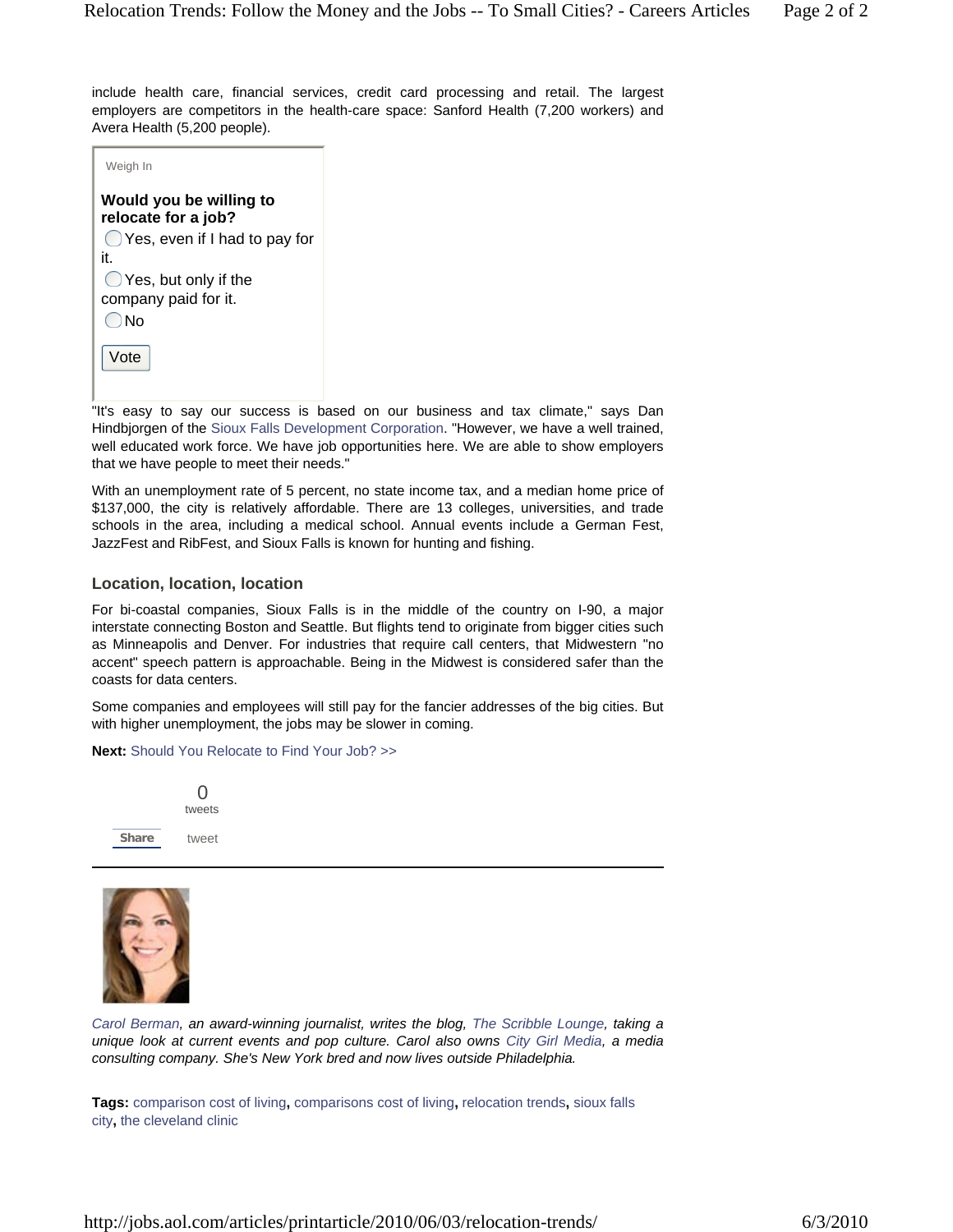include health care, financial services, credit card processing and retail. The largest employers are competitors in the health-care space: Sanford Health (7,200 workers) and Avera Health (5,200 people).

Weigh In

**Would you be willing to relocate for a job?**

- Yes, even if I had to pay for it.
- Yes, but only if the company paid for it.
- No

Vote

"It's easy to say our success is based on our business and tax climate," says Dan Hindbjorgen of the Sioux Falls Development Corporation. "However, we have a well trained, well educated work force. We have job opportunities here. We are able to show employers that we have people to meet their needs."

With an unemployment rate of 5 percent, no state income tax, and a median home price of $137,000, the city is relatively affordable. There are 13 colleges, universities, and trade schools in the area, including a medical school. Annual events include a German Fest, JazzFest and RibFest, and Sioux Falls is known for hunting and fishing.

### Location, location, location

For bi-coastal companies, Sioux Falls is in the middle of the country on I-90, a major interstate connecting Boston and Seattle. But flights tend to originate from bigger cities such as Minneapolis and Denver. For industries that require call centers, that Midwestern "no accent" speech pattern is approachable. Being in the Midwest is considered safer than the coasts for data centers.

Some companies and employees will still pay for the fancier addresses of the big cities. But with higher unemployment, the jobs may be slower in coming.

**Next:** Should You Relocate to Find Your Job? >>

0
tweets

Share tweet

---

*Carol Berman, an award-winning journalist, writes the blog, The Scribble Lounge, taking a unique look at current events and pop culture. Carol also owns City Girl Media, a media consulting company. She's New York bred and now lives outside Philadelphia.*

**Tags:** comparison cost of living**,** comparisons cost of living**,** relocation trends**,** sioux falls city**,** the cleveland clinic